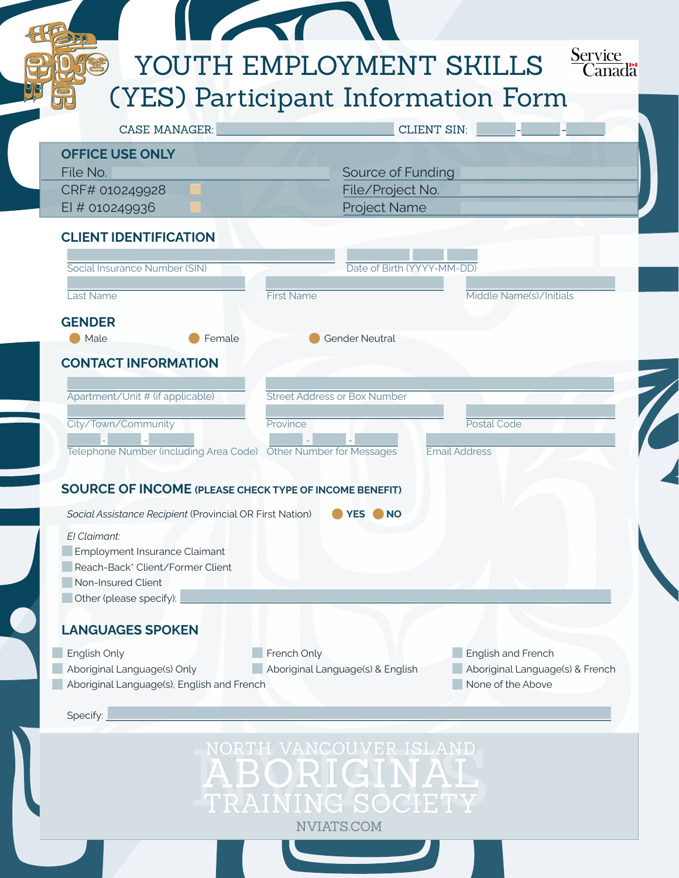# YOUTH EMPLOYMENT SKILLS (YES) Participant Information Form

Service Canada

CASE MANAGER: ____________ CLIENT SIN: ____ - ____ - ____

## OFFICE USE ONLY

| | |
|---|---|
| File No. | Source of Funding |
| CRF# 010249928 ☐ | File/Project No. |
| EI # 010249936 ☐ | Project Name |

## CLIENT IDENTIFICATION

Social Insurance Number (SIN) | Date of Birth (YYYY-MM-DD)

Last Name | First Name | Middle Name(s)/Initials

## GENDER

- Male
- Female
- Gender Neutral

## CONTACT INFORMATION

Apartment/Unit # (if applicable) | Street Address or Box Number

City/Town/Community | Province | Postal Code

Telephone Number (including Area Code) | Other Number for Messages | Email Address

## SOURCE OF INCOME (PLEASE CHECK TYPE OF INCOME BENEFIT)

*Social Assistance Recipient* (Provincial OR First Nation) **YES** **NO**

*EI Claimant:*

- ☐ Employment Insurance Claimant
- ☐ Reach-Back* Client/Former Client
- ☐ Non-Insured Client
- ☐ Other (please specify):

## LANGUAGES SPOKEN

- ☐ English Only
- ☐ French Only
- ☐ English and French
- ☐ Aboriginal Language(s) Only
- ☐ Aboriginal Language(s) & English
- ☐ Aboriginal Language(s) & French
- ☐ Aboriginal Language(s), English and French
- ☐ None of the Above

Specify:

NORTH VANCOUVER ISLAND ABORIGINAL TRAINING SOCIETY

NVIATS.COM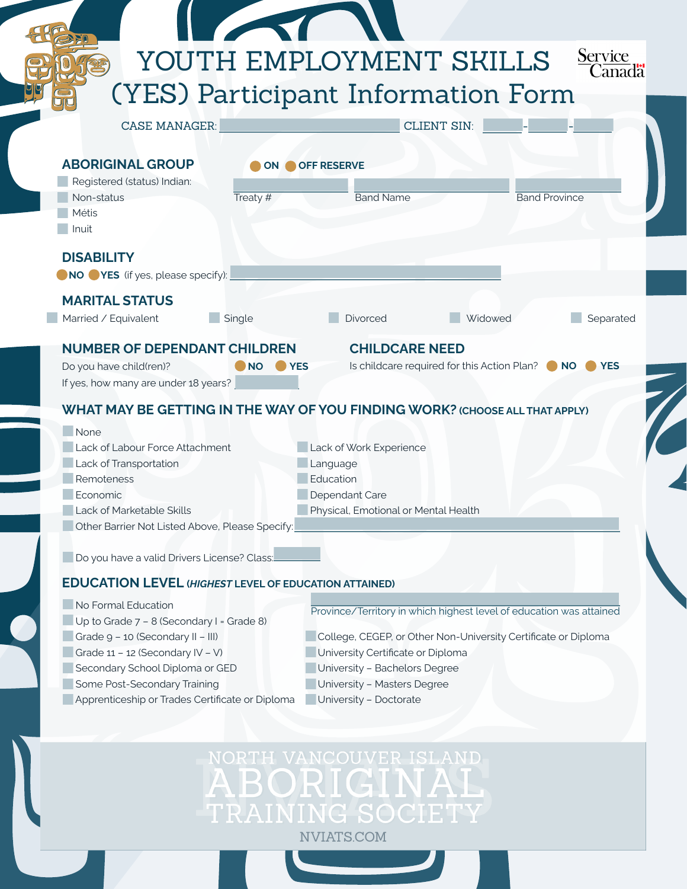# YOUTH EMPLOYMENT SKILLS (YES) Participant Information Form

Service Canada

CASE MANAGER: ______________________ CLIENT SIN: ______ - ______ - ______

## ABORIGINAL GROUP

ON OFF RESERVE

- Registered (status) Indian:
- Non-status
- Métis
- Inuit

Treaty # ______ Band Name ______ Band Province ______

## DISABILITY

NO YES (if yes, please specify): ______________________

## MARITAL STATUS

- Married / Equivalent
- Single
- Divorced
- Widowed
- Separated

## NUMBER OF DEPENDANT CHILDREN

Do you have child(ren)? NO YES

If yes, how many are under 18 years? ______

## CHILDCARE NEED

Is childcare required for this Action Plan? NO YES

## WHAT MAY BE GETTING IN THE WAY OF YOU FINDING WORK? (CHOOSE ALL THAT APPLY)

- None
- Lack of Labour Force Attachment
- Lack of Transportation
- Remoteness
- Economic
- Lack of Marketable Skills
- Lack of Work Experience
- Language
- Education
- Dependant Care
- Physical, Emotional or Mental Health
- Other Barrier Not Listed Above, Please Specify: ______________________

Do you have a valid Drivers License? Class: ______

## EDUCATION LEVEL (*HIGHEST* LEVEL OF EDUCATION ATTAINED)

- No Formal Education
- Up to Grade 7 – 8 (Secondary I = Grade 8)
- Grade 9 – 10 (Secondary II – III)
- Grade 11 – 12 (Secondary IV – V)
- Secondary School Diploma or GED
- Some Post-Secondary Training
- Apprenticeship or Trades Certificate or Diploma

______________________
Province/Territory in which highest level of education was attained

- College, CEGEP, or Other Non-University Certificate or Diploma
- University Certificate or Diploma
- University – Bachelors Degree
- University – Masters Degree
- University – Doctorate

NORTH VANCOUVER ISLAND ABORIGINAL TRAINING SOCIETY

NVIATS.COM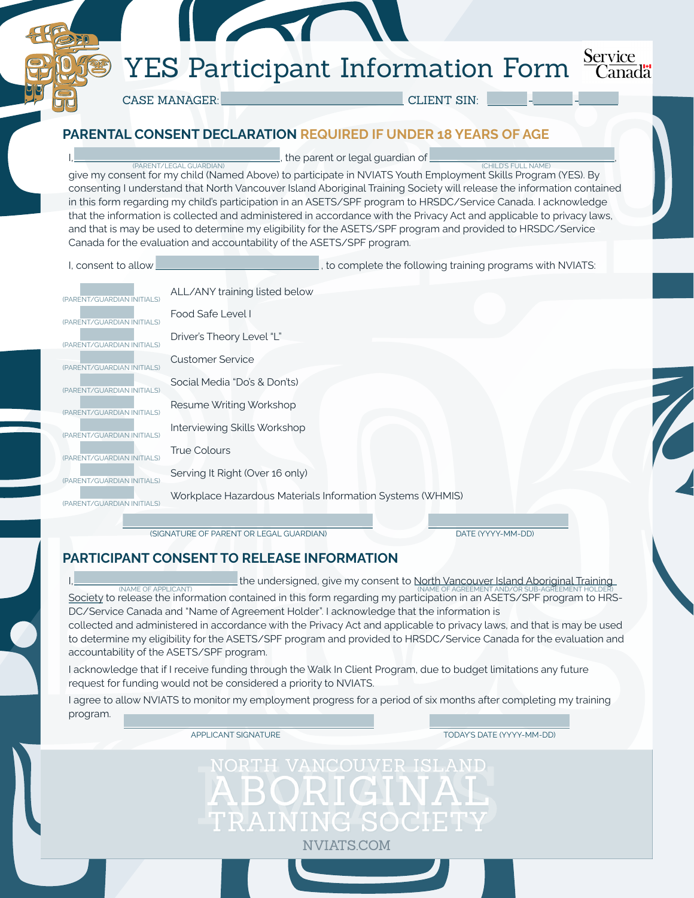# YES Participant Information Form

Service Canada

CASE MANAGER: ____________________ CLIENT SIN: ______-______-______

## PARENTAL CONSENT DECLARATION REQUIRED IF UNDER 18 YEARS OF AGE

I, ____________________ (PARENT/LEGAL GUARDIAN), the parent or legal guardian of ____________________ (CHILD'S FULL NAME), give my consent for my child (Named Above) to participate in NVIATS Youth Employment Skills Program (YES). By consenting I understand that North Vancouver Island Aboriginal Training Society will release the information contained in this form regarding my child's participation in an ASETS/SPF program to HRSDC/Service Canada. I acknowledge that the information is collected and administered in accordance with the Privacy Act and applicable to privacy laws, and that is may be used to determine my eligibility for the ASETS/SPF program and provided to HRSDC/Service Canada for the evaluation and accountability of the ASETS/SPF program.

I, consent to allow ____________________, to complete the following training programs with NVIATS:

| | |
|---|---|
| ______ (PARENT/GUARDIAN INITIALS) | ALL/ANY training listed below |
| ______ (PARENT/GUARDIAN INITIALS) | Food Safe Level I |
| ______ (PARENT/GUARDIAN INITIALS) | Driver's Theory Level "L" |
| ______ (PARENT/GUARDIAN INITIALS) | Customer Service |
| ______ (PARENT/GUARDIAN INITIALS) | Social Media "Do's & Don'ts) |
| ______ (PARENT/GUARDIAN INITIALS) | Resume Writing Workshop |
| ______ (PARENT/GUARDIAN INITIALS) | Interviewing Skills Workshop |
| ______ (PARENT/GUARDIAN INITIALS) | True Colours |
| ______ (PARENT/GUARDIAN INITIALS) | Serving It Right (Over 16 only) |
| ______ (PARENT/GUARDIAN INITIALS) | Workplace Hazardous Materials Information Systems (WHMIS) |

____________________ (SIGNATURE OF PARENT OR LEGAL GUARDIAN) ______________ DATE (YYYY-MM-DD)

## PARTICIPANT CONSENT TO RELEASE INFORMATION

I, ____________________ (NAME OF APPLICANT) the undersigned, give my consent to North Vancouver Island Aboriginal Training Society (NAME OF AGREEMENT AND/OR SUB-AGREEMENT HOLDER) to release the information contained in this form regarding my participation in an ASETS/SPF program to HRS-DC/Service Canada and "Name of Agreement Holder". I acknowledge that the information is collected and administered in accordance with the Privacy Act and applicable to privacy laws, and that is may be used to determine my eligibility for the ASETS/SPF program and provided to HRSDC/Service Canada for the evaluation and accountability of the ASETS/SPF program.

I acknowledge that if I receive funding through the Walk In Client Program, due to budget limitations any future request for funding would not be considered a priority to NVIATS.

I agree to allow NVIATS to monitor my employment progress for a period of six months after completing my training program.

____________________ APPLICANT SIGNATURE ______________ TODAY'S DATE (YYYY-MM-DD)

NORTH VANCOUVER ISLAND ABORIGINAL TRAINING SOCIETY

NVIATS.COM